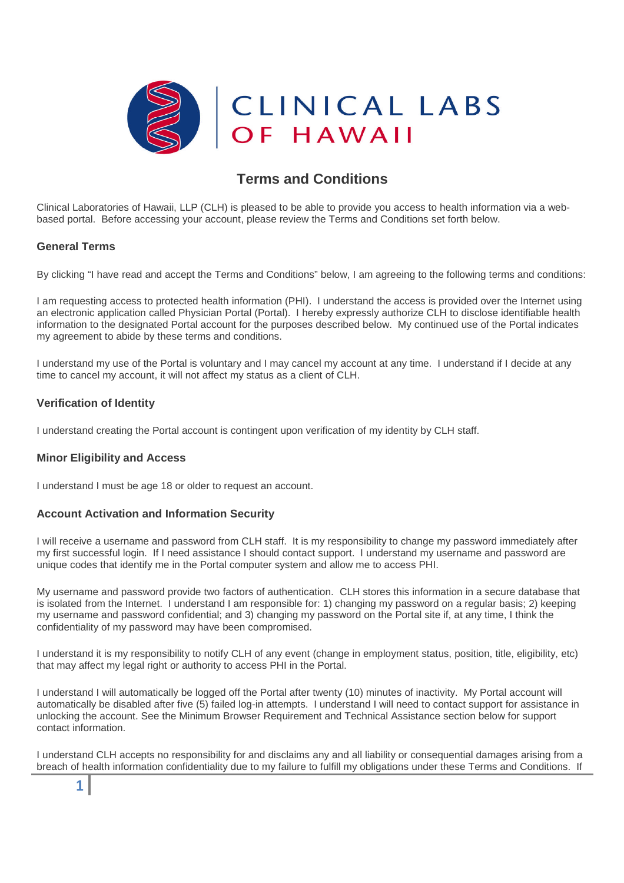# Terms and Conditions

Clinical Laboratories of Hawaii, LLP (CLH) is pleased to be able to provide you access to health information via a web-based portal. Before accessing your account, please review the Terms and Conditions set forth below.

## General Terms

By clicking "I have read and accept the Terms and Conditions" below, I am agreeing to the following terms and conditions:

I am requesting access to protected health information (PHI). I understand the access is provided over the Internet using an electronic application called Physician Portal (Portal). I hereby expressly authorize CLH to disclose identifiable health information to the designated Portal account for the purposes described below. My continued use of the Portal indicates my agreement to abide by these terms and conditions.

I understand my use of the Portal is voluntary and I may cancel my account at any time. I understand if I decide at any time to cancel my account, it will not affect my status as a client of CLH.

## Verification of Identity

I understand creating the Portal account is contingent upon verification of my identity by CLH staff.

## Minor Eligibility and Access

I understand I must be age 18 or older to request an account.

## Account Activation and Information Security

I will receive a username and password from CLH staff. It is my responsibility to change my password immediately after my first successful login. If I need assistance I should contact support. I understand my username and password are unique codes that identify me in the Portal computer system and allow me to access PHI.

My username and password provide two factors of authentication. CLH stores this information in a secure database that is isolated from the Internet. I understand I am responsible for: 1) changing my password on a regular basis; 2) keeping my username and password confidential; and 3) changing my password on the Portal site if, at any time, I think the confidentiality of my password may have been compromised.

I understand it is my responsibility to notify CLH of any event (change in employment status, position, title, eligibility, etc) that may affect my legal right or authority to access PHI in the Portal.

I understand I will automatically be logged off the Portal after twenty (10) minutes of inactivity. My Portal account will automatically be disabled after five (5) failed log-in attempts. I understand I will need to contact support for assistance in unlocking the account. See the Minimum Browser Requirement and Technical Assistance section below for support contact information.

I understand CLH accepts no responsibility for and disclaims any and all liability or consequential damages arising from a breach of health information confidentiality due to my failure to fulfill my obligations under these Terms and Conditions. If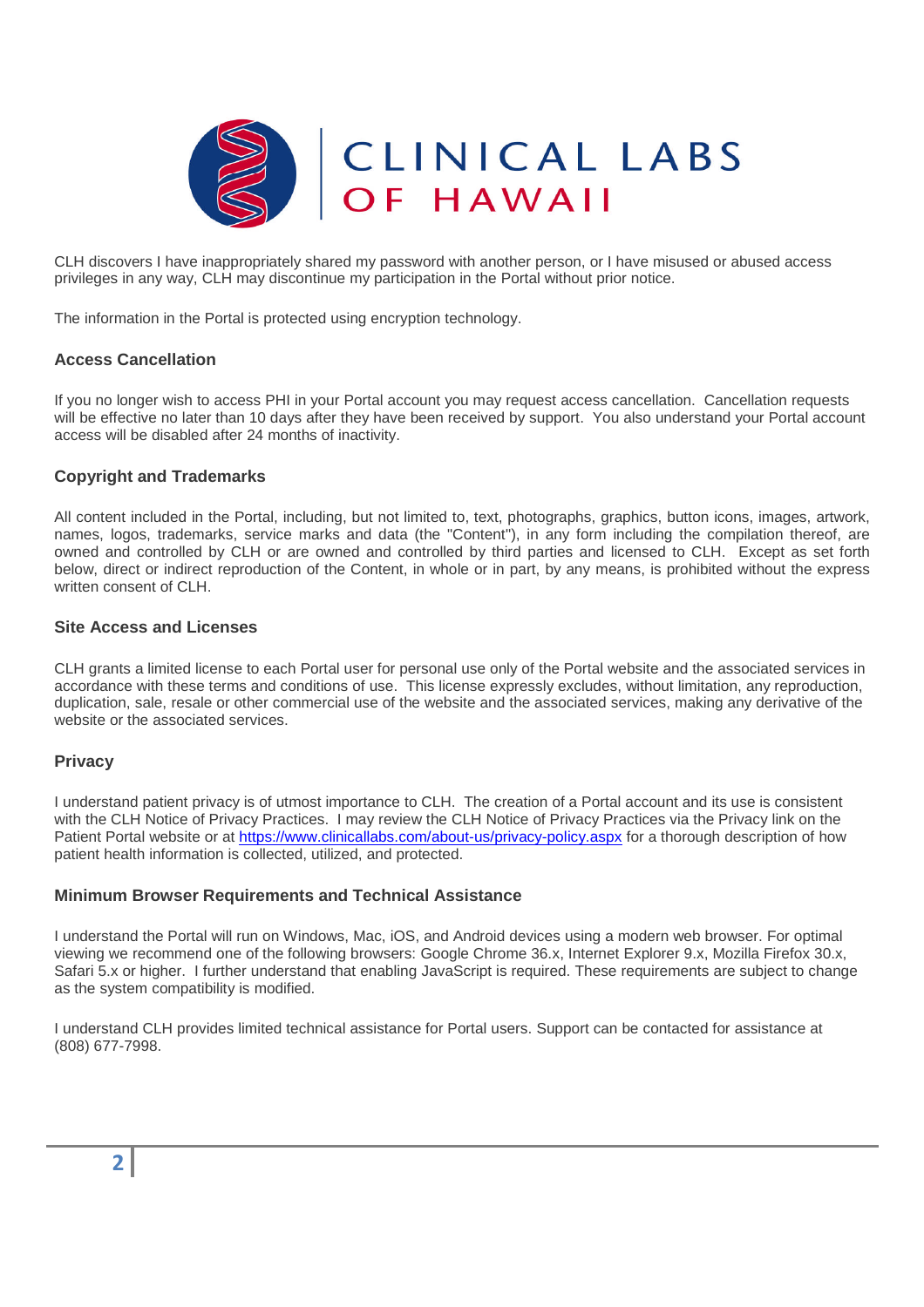CLH discovers I have inappropriately shared my password with another person, or I have misused or abused access privileges in any way, CLH may discontinue my participation in the Portal without prior notice.

The information in the Portal is protected using encryption technology.

### Access Cancellation

If you no longer wish to access PHI in your Portal account you may request access cancellation. Cancellation requests will be effective no later than 10 days after they have been received by support. You also understand your Portal account access will be disabled after 24 months of inactivity.

### Copyright and Trademarks

All content included in the Portal, including, but not limited to, text, photographs, graphics, button icons, images, artwork, names, logos, trademarks, service marks and data (the "Content"), in any form including the compilation thereof, are owned and controlled by CLH or are owned and controlled by third parties and licensed to CLH. Except as set forth below, direct or indirect reproduction of the Content, in whole or in part, by any means, is prohibited without the express written consent of CLH.

### Site Access and Licenses

CLH grants a limited license to each Portal user for personal use only of the Portal website and the associated services in accordance with these terms and conditions of use. This license expressly excludes, without limitation, any reproduction, duplication, sale, resale or other commercial use of the website and the associated services, making any derivative of the website or the associated services.

### Privacy

I understand patient privacy is of utmost importance to CLH. The creation of a Portal account and its use is consistent with the CLH Notice of Privacy Practices. I may review the CLH Notice of Privacy Practices via the Privacy link on the Patient Portal website or at https://www.clinicallabs.com/about-us/privacy-policy.aspx for a thorough description of how patient health information is collected, utilized, and protected.

### Minimum Browser Requirements and Technical Assistance

I understand the Portal will run on Windows, Mac, iOS, and Android devices using a modern web browser. For optimal viewing we recommend one of the following browsers: Google Chrome 36.x, Internet Explorer 9.x, Mozilla Firefox 30.x, Safari 5.x or higher. I further understand that enabling JavaScript is required. These requirements are subject to change as the system compatibility is modified.

I understand CLH provides limited technical assistance for Portal users. Support can be contacted for assistance at (808) 677-7998.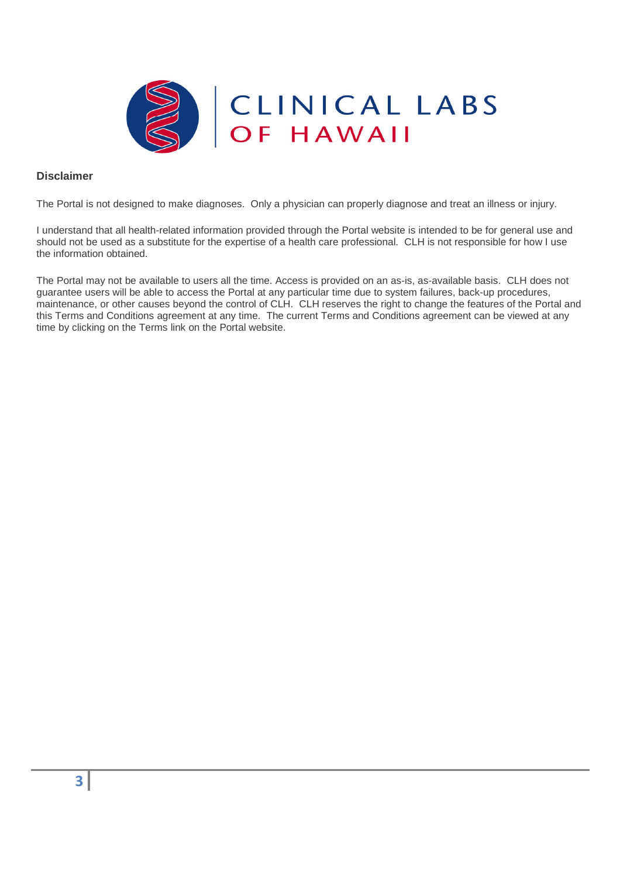CLINICAL LABS OF HAWAII

**Disclaimer**

The Portal is not designed to make diagnoses. Only a physician can properly diagnose and treat an illness or injury.

I understand that all health-related information provided through the Portal website is intended to be for general use and should not be used as a substitute for the expertise of a health care professional. CLH is not responsible for how I use the information obtained.

The Portal may not be available to users all the time. Access is provided on an as-is, as-available basis. CLH does not guarantee users will be able to access the Portal at any particular time due to system failures, back-up procedures, maintenance, or other causes beyond the control of CLH. CLH reserves the right to change the features of the Portal and this Terms and Conditions agreement at any time. The current Terms and Conditions agreement can be viewed at any time by clicking on the Terms link on the Portal website.